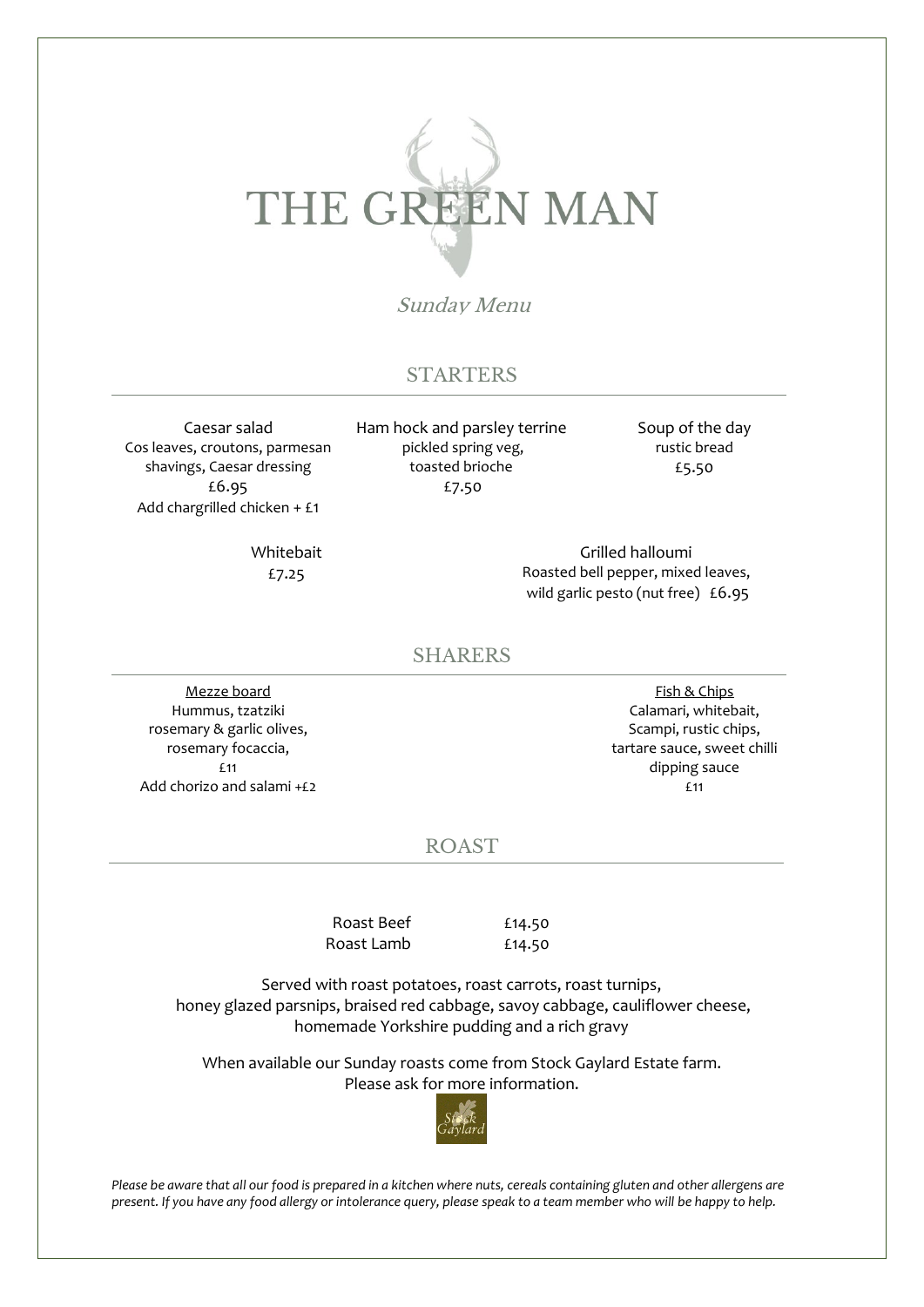# THE GREEN MAN

*Sunday Menu*

## STARTERS

Caesar salad
Cos leaves, croutons, parmesan shavings, Caesar dressing
£6.95
Add chargrilled chicken + £1

Ham hock and parsley terrine
pickled spring veg,
toasted brioche
£7.50

Soup of the day
rustic bread
£5.50

Whitebait
£7.25

Grilled halloumi
Roasted bell pepper, mixed leaves,
wild garlic pesto (nut free) £6.95

## SHARERS

Mezze board
Hummus, tzatziki
rosemary & garlic olives,
rosemary focaccia,
£11
Add chorizo and salami +£2

Fish & Chips
Calamari, whitebait,
Scampi, rustic chips,
tartare sauce, sweet chilli dipping sauce
£11

## ROAST

Roast Beef £14.50
Roast Lamb £14.50

Served with roast potatoes, roast carrots, roast turnips, honey glazed parsnips, braised red cabbage, savoy cabbage, cauliflower cheese, homemade Yorkshire pudding and a rich gravy

When available our Sunday roasts come from Stock Gaylard Estate farm.
Please ask for more information.

*Please be aware that all our food is prepared in a kitchen where nuts, cereals containing gluten and other allergens are present. If you have any food allergy or intolerance query, please speak to a team member who will be happy to help.*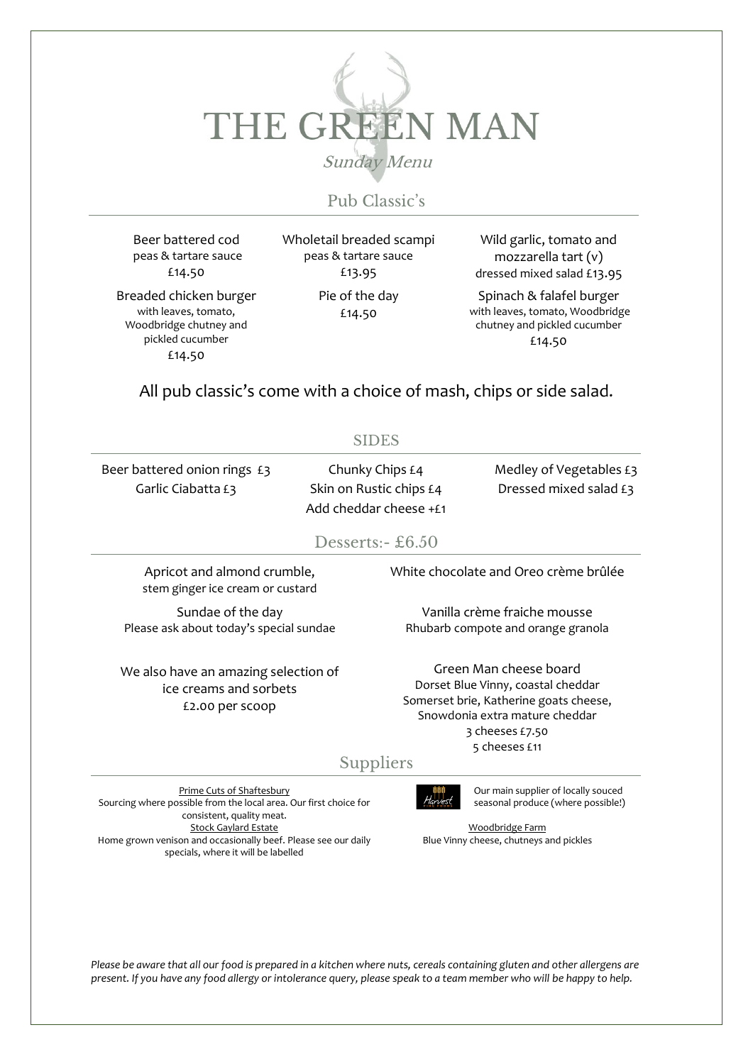# THE GREEN MAN

*Sunday Menu*

## Pub Classic's

Beer battered cod
peas & tartare sauce
£14.50

Wholetail breaded scampi
peas & tartare sauce
£13.95

Wild garlic, tomato and mozzarella tart (v)
dressed mixed salad £13.95

Breaded chicken burger
with leaves, tomato, Woodbridge chutney and pickled cucumber
£14.50

Pie of the day
£14.50

Spinach & falafel burger
with leaves, tomato, Woodbridge chutney and pickled cucumber
£14.50

All pub classic's come with a choice of mash, chips or side salad.

## SIDES

Beer battered onion rings £3
Garlic Ciabatta £3

Chunky Chips £4
Skin on Rustic chips £4
Add cheddar cheese +£1

Medley of Vegetables £3
Dressed mixed salad £3

## Desserts:- £6.50

Apricot and almond crumble,
stem ginger ice cream or custard

White chocolate and Oreo crème brûlée

Sundae of the day
Please ask about today's special sundae

Vanilla crème fraiche mousse
Rhubarb compote and orange granola

We also have an amazing selection of ice creams and sorbets
£2.00 per scoop

Green Man cheese board
Dorset Blue Vinny, coastal cheddar
Somerset brie, Katherine goats cheese,
Snowdonia extra mature cheddar
3 cheeses £7.50
5 cheeses £11

## Suppliers

Prime Cuts of Shaftesbury
Sourcing where possible from the local area. Our first choice for consistent, quality meat.

Stock Gaylard Estate
Home grown venison and occasionally beef. Please see our daily specials, where it will be labelled

Harvest Fine Foods
Our main supplier of locally souced seasonal produce (where possible!)

Woodbridge Farm
Blue Vinny cheese, chutneys and pickles

*Please be aware that all our food is prepared in a kitchen where nuts, cereals containing gluten and other allergens are present. If you have any food allergy or intolerance query, please speak to a team member who will be happy to help.*